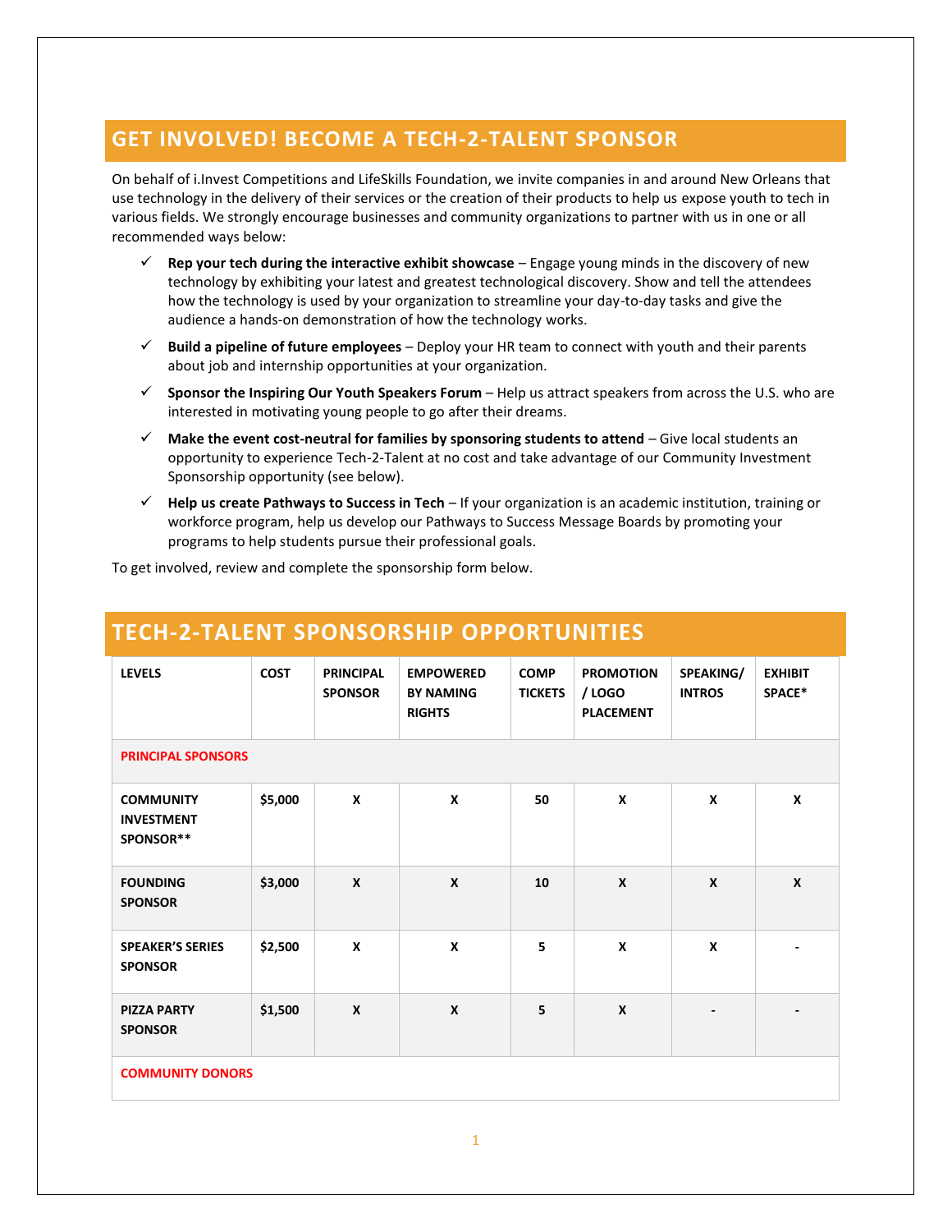## GET INVOLVED! BECOME A TECH-2-TALENT SPONSOR

On behalf of i.Invest Competitions and LifeSkills Foundation, we invite companies in and around New Orleans that use technology in the delivery of their services or the creation of their products to help us expose youth to tech in various fields. We strongly encourage businesses and community organizations to partner with us in one or all recommended ways below:

- ✓ **Rep your tech during the interactive exhibit showcase** – Engage young minds in the discovery of new technology by exhibiting your latest and greatest technological discovery. Show and tell the attendees how the technology is used by your organization to streamline your day-to-day tasks and give the audience a hands-on demonstration of how the technology works.
- ✓ **Build a pipeline of future employees** – Deploy your HR team to connect with youth and their parents about job and internship opportunities at your organization.
- ✓ **Sponsor the Inspiring Our Youth Speakers Forum** – Help us attract speakers from across the U.S. who are interested in motivating young people to go after their dreams.
- ✓ **Make the event cost-neutral for families by sponsoring students to attend** – Give local students an opportunity to experience Tech-2-Talent at no cost and take advantage of our Community Investment Sponsorship opportunity (see below).
- ✓ **Help us create Pathways to Success in Tech** – If your organization is an academic institution, training or workforce program, help us develop our Pathways to Success Message Boards by promoting your programs to help students pursue their professional goals.

To get involved, review and complete the sponsorship form below.

## TECH-2-TALENT SPONSORSHIP OPPORTUNITIES

| LEVELS | COST | PRINCIPAL SPONSOR | EMPOWERED BY NAMING RIGHTS | COMP TICKETS | PROMOTION / LOGO PLACEMENT | SPEAKING/ INTROS | EXHIBIT SPACE* |
|---|---|---|---|---|---|---|---|
| PRINCIPAL SPONSORS | | | | | | | |
| COMMUNITY INVESTMENT SPONSOR** | $5,000 | X | X | 50 | X | X | X |
| FOUNDING SPONSOR | $3,000 | X | X | 10 | X | X | X |
| SPEAKER'S SERIES SPONSOR | $2,500 | X | X | 5 | X | X | - |
| PIZZA PARTY SPONSOR | $1,500 | X | X | 5 | X | - | - |
| COMMUNITY DONORS | | | | | | | |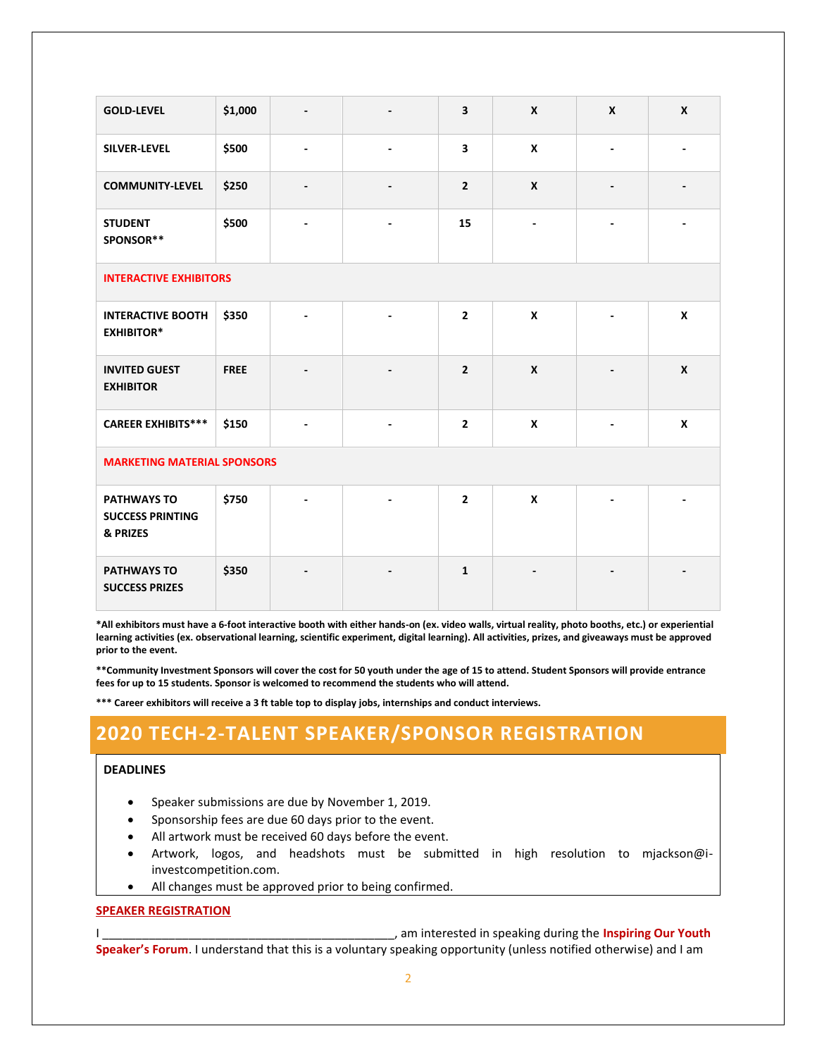| GOLD-LEVEL | $1,000 | - | - | 3 | X | X | X |
|---|---|---|---|---|---|---|---|
| SILVER-LEVEL | $500 | - | - | 3 | X | - | - |
| COMMUNITY-LEVEL | $250 | - | - | 2 | X | - | - |
| STUDENT SPONSOR** | $500 | - | - | 15 | - | - | - |
| INTERACTIVE EXHIBITORS | | | | | | | |
| INTERACTIVE BOOTH EXHIBITOR* | $350 | - | - | 2 | X | - | X |
| INVITED GUEST EXHIBITOR | FREE | - | - | 2 | X | - | X |
| CAREER EXHIBITS*** | $150 | - | - | 2 | X | - | X |
| MARKETING MATERIAL SPONSORS | | | | | | | |
| PATHWAYS TO SUCCESS PRINTING & PRIZES | $750 | - | - | 2 | X | - | - |
| PATHWAYS TO SUCCESS PRIZES | $350 | - | - | 1 | - | - | - |

**\*All exhibitors must have a 6-foot interactive booth with either hands-on (ex. video walls, virtual reality, photo booths, etc.) or experiential learning activities (ex. observational learning, scientific experiment, digital learning). All activities, prizes, and giveaways must be approved prior to the event.**

**\*\*Community Investment Sponsors will cover the cost for 50 youth under the age of 15 to attend. Student Sponsors will provide entrance fees for up to 15 students. Sponsor is welcomed to recommend the students who will attend.**

**\*\*\* Career exhibitors will receive a 3 ft table top to display jobs, internships and conduct interviews.**

## 2020 TECH-2-TALENT SPEAKER/SPONSOR REGISTRATION

**DEADLINES**

- Speaker submissions are due by November 1, 2019.
- Sponsorship fees are due 60 days prior to the event.
- All artwork must be received 60 days before the event.
- Artwork, logos, and headshots must be submitted in high resolution to mjackson@i-investcompetition.com.
- All changes must be approved prior to being confirmed.

**SPEAKER REGISTRATION**

I ____________________________________________, am interested in speaking during the **Inspiring Our Youth Speaker's Forum**. I understand that this is a voluntary speaking opportunity (unless notified otherwise) and I am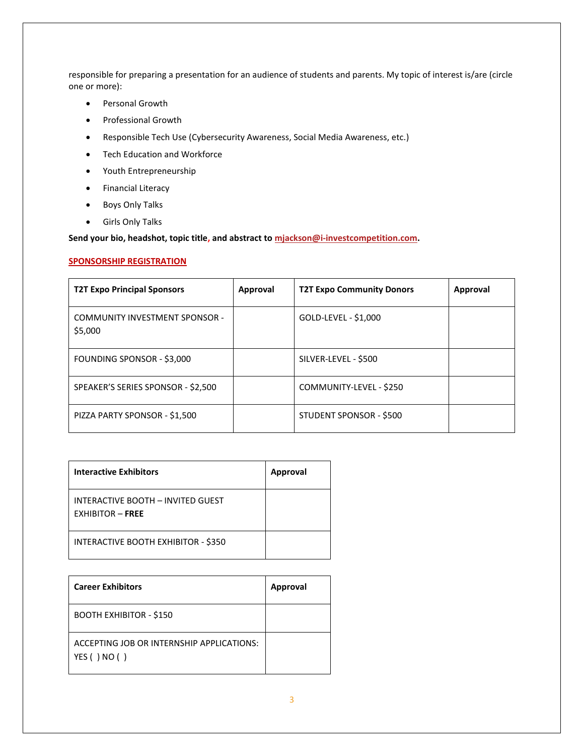responsible for preparing a presentation for an audience of students and parents. My topic of interest is/are (circle one or more):

- Personal Growth
- Professional Growth
- Responsible Tech Use (Cybersecurity Awareness, Social Media Awareness, etc.)
- Tech Education and Workforce
- Youth Entrepreneurship
- Financial Literacy
- Boys Only Talks
- Girls Only Talks

**Send your bio, headshot, topic title, and abstract to mjackson@i-investcompetition.com.**

## SPONSORSHIP REGISTRATION

| T2T Expo Principal Sponsors | Approval | T2T Expo Community Donors | Approval |
|---|---|---|---|
| COMMUNITY INVESTMENT SPONSOR - $5,000 | | GOLD-LEVEL - $1,000 | |
| FOUNDING SPONSOR - $3,000 | | SILVER-LEVEL - $500 | |
| SPEAKER'S SERIES SPONSOR - $2,500 | | COMMUNITY-LEVEL - $250 | |
| PIZZA PARTY SPONSOR - $1,500 | | STUDENT SPONSOR - $500 | |

| Interactive Exhibitors | Approval |
|---|---|
| INTERACTIVE BOOTH – INVITED GUEST EXHIBITOR – **FREE** | |
| INTERACTIVE BOOTH EXHIBITOR - $350 | |

| Career Exhibitors | Approval |
|---|---|
| BOOTH EXHIBITOR - $150 | |
| ACCEPTING JOB OR INTERNSHIP APPLICATIONS: YES ( ) NO ( ) | |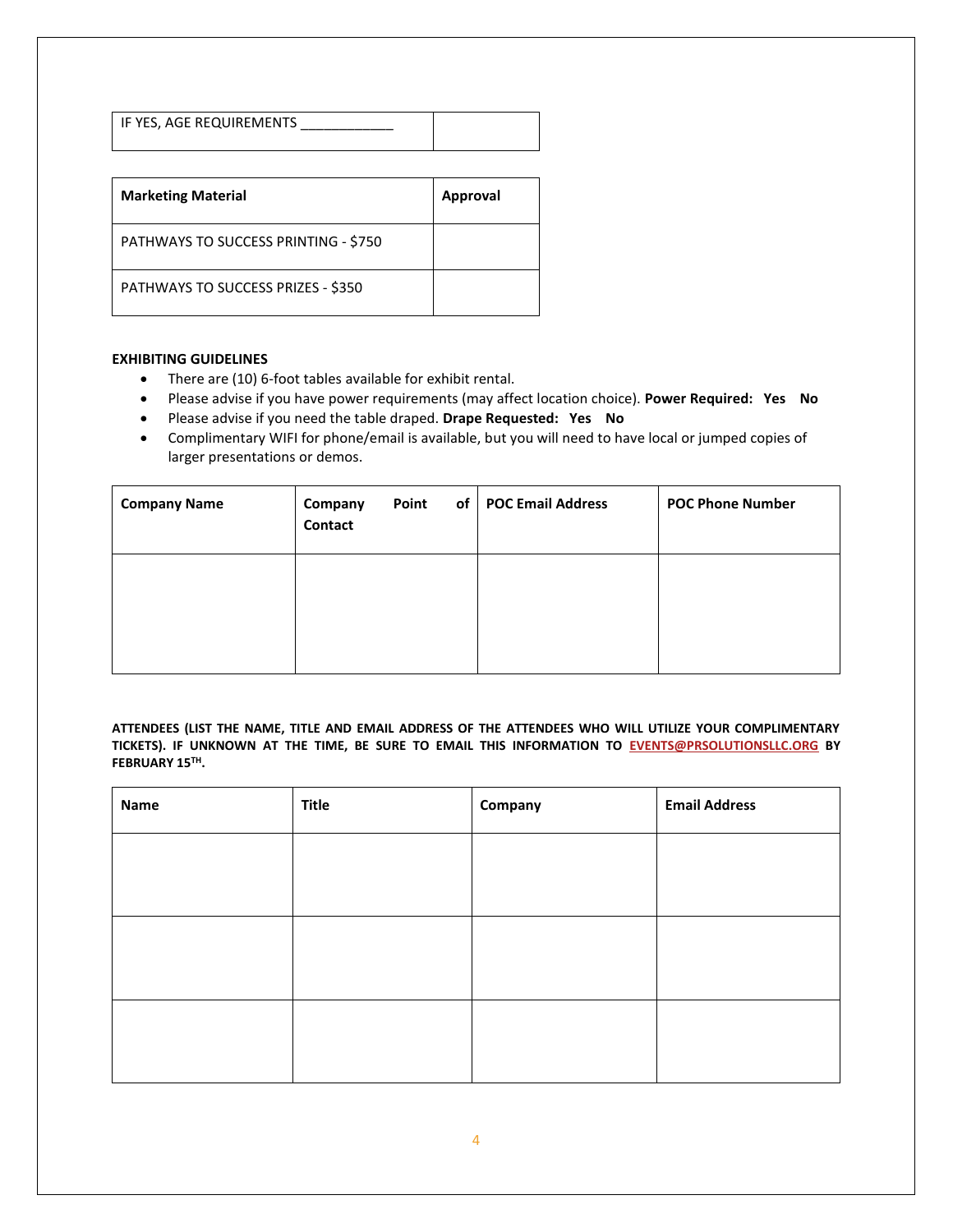| IF YES, AGE REQUIREMENTS ____________ | |
|---|---|

| **Marketing Material** | **Approval** |
|---|---|
| PATHWAYS TO SUCCESS PRINTING - $750 | |
| PATHWAYS TO SUCCESS PRIZES - $350 | |

**EXHIBITING GUIDELINES**

- There are (10) 6-foot tables available for exhibit rental.
- Please advise if you have power requirements (may affect location choice). **Power Required: Yes No**
- Please advise if you need the table draped. **Drape Requested: Yes No**
- Complimentary WIFI for phone/email is available, but you will need to have local or jumped copies of larger presentations or demos.

| **Company Name** | **Company Point of Contact** | **POC Email Address** | **POC Phone Number** |
|---|---|---|---|
| | | | |

**ATTENDEES (LIST THE NAME, TITLE AND EMAIL ADDRESS OF THE ATTENDEES WHO WILL UTILIZE YOUR COMPLIMENTARY TICKETS). IF UNKNOWN AT THE TIME, BE SURE TO EMAIL THIS INFORMATION TO EVENTS@PRSOLUTIONSLLC.ORG BY FEBRUARY 15TH.**

| **Name** | **Title** | **Company** | **Email Address** |
|---|---|---|---|
| | | | |
| | | | |
| | | | |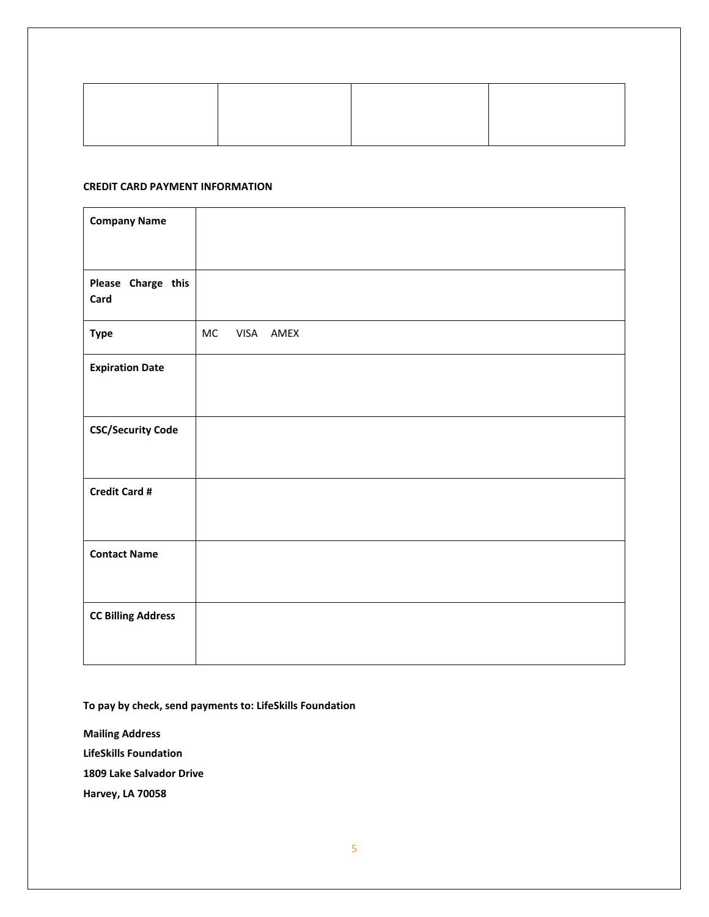| | | | |
|---|---|---|---|
| | | | |

**CREDIT CARD PAYMENT INFORMATION**

| | |
|---|---|
| **Company Name** | |
| **Please Charge this Card** | |
| **Type** | MC VISA AMEX |
| **Expiration Date** | |
| **CSC/Security Code** | |
| **Credit Card #** | |
| **Contact Name** | |
| **CC Billing Address** | |

**To pay by check, send payments to: LifeSkills Foundation**

**Mailing Address**
**LifeSkills Foundation**
**1809 Lake Salvador Drive**
**Harvey, LA 70058**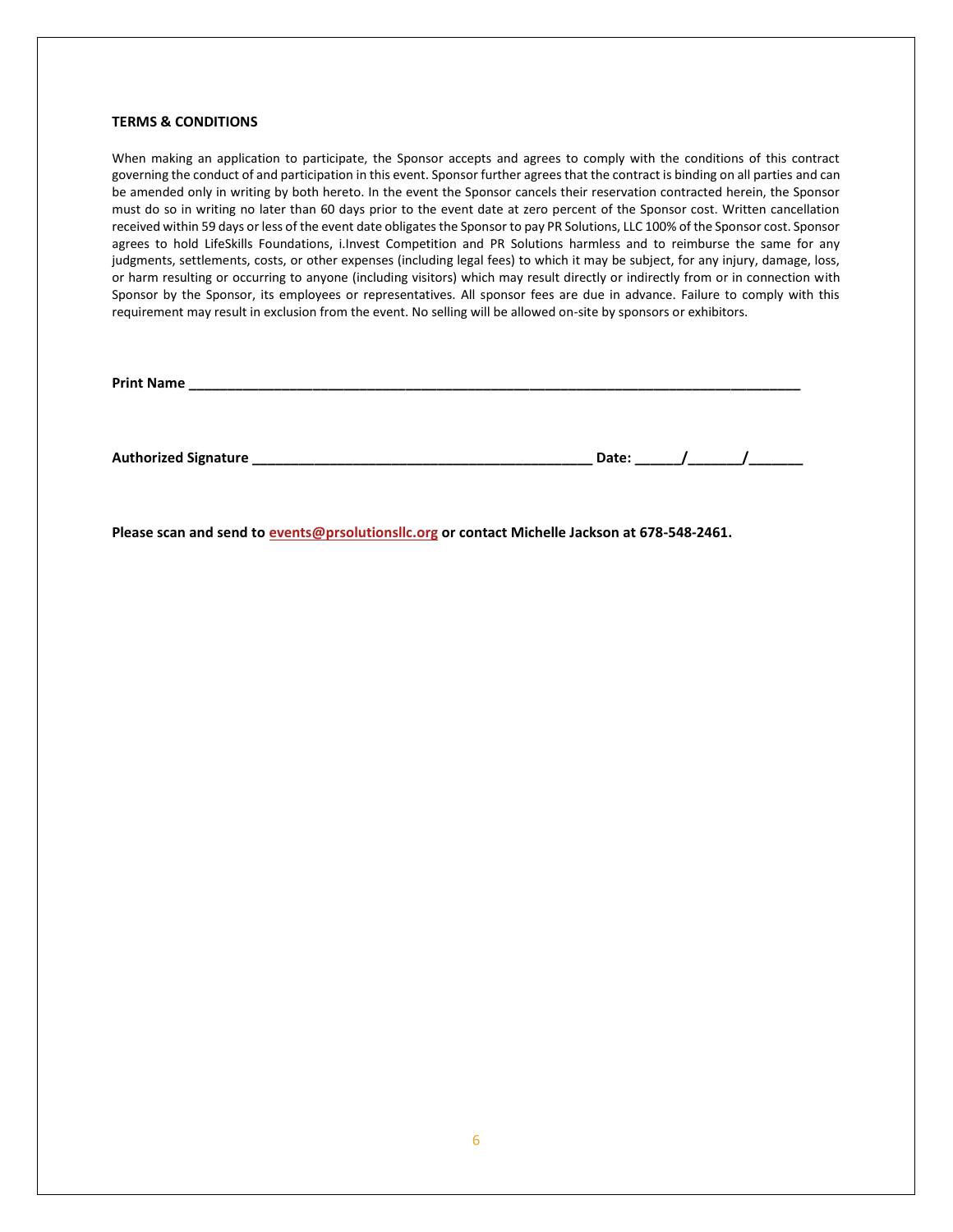**TERMS & CONDITIONS**

When making an application to participate, the Sponsor accepts and agrees to comply with the conditions of this contract governing the conduct of and participation in this event. Sponsor further agrees that the contract is binding on all parties and can be amended only in writing by both hereto. In the event the Sponsor cancels their reservation contracted herein, the Sponsor must do so in writing no later than 60 days prior to the event date at zero percent of the Sponsor cost. Written cancellation received within 59 days or less of the event date obligates the Sponsor to pay PR Solutions, LLC 100% of the Sponsor cost. Sponsor agrees to hold LifeSkills Foundations, i.Invest Competition and PR Solutions harmless and to reimburse the same for any judgments, settlements, costs, or other expenses (including legal fees) to which it may be subject, for any injury, damage, loss, or harm resulting or occurring to anyone (including visitors) which may result directly or indirectly from or in connection with Sponsor by the Sponsor, its employees or representatives. All sponsor fees are due in advance. Failure to comply with this requirement may result in exclusion from the event. No selling will be allowed on-site by sponsors or exhibitors.

**Print Name ________________________________________________________________________________**

**Authorized Signature ____________________________________________ Date: ______/_______/_______**

**Please scan and send to events@prsolutionsllc.org or contact Michelle Jackson at 678-548-2461.**